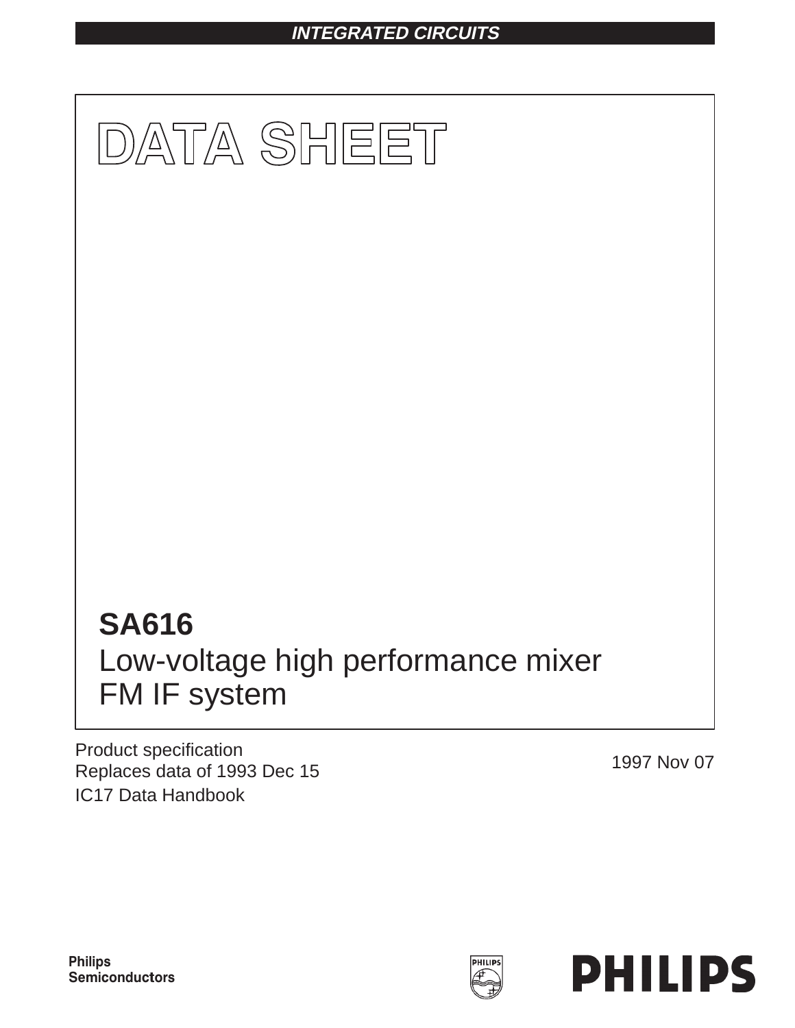INTEGRATED CIRCUITS

# DATA SHEET

## SA616
Low-voltage high performance mixer FM IF system

Product specification
Replaces data of 1993 Dec 15
IC17 Data Handbook

1997 Nov 07

Philips Semiconductors

PHILIPS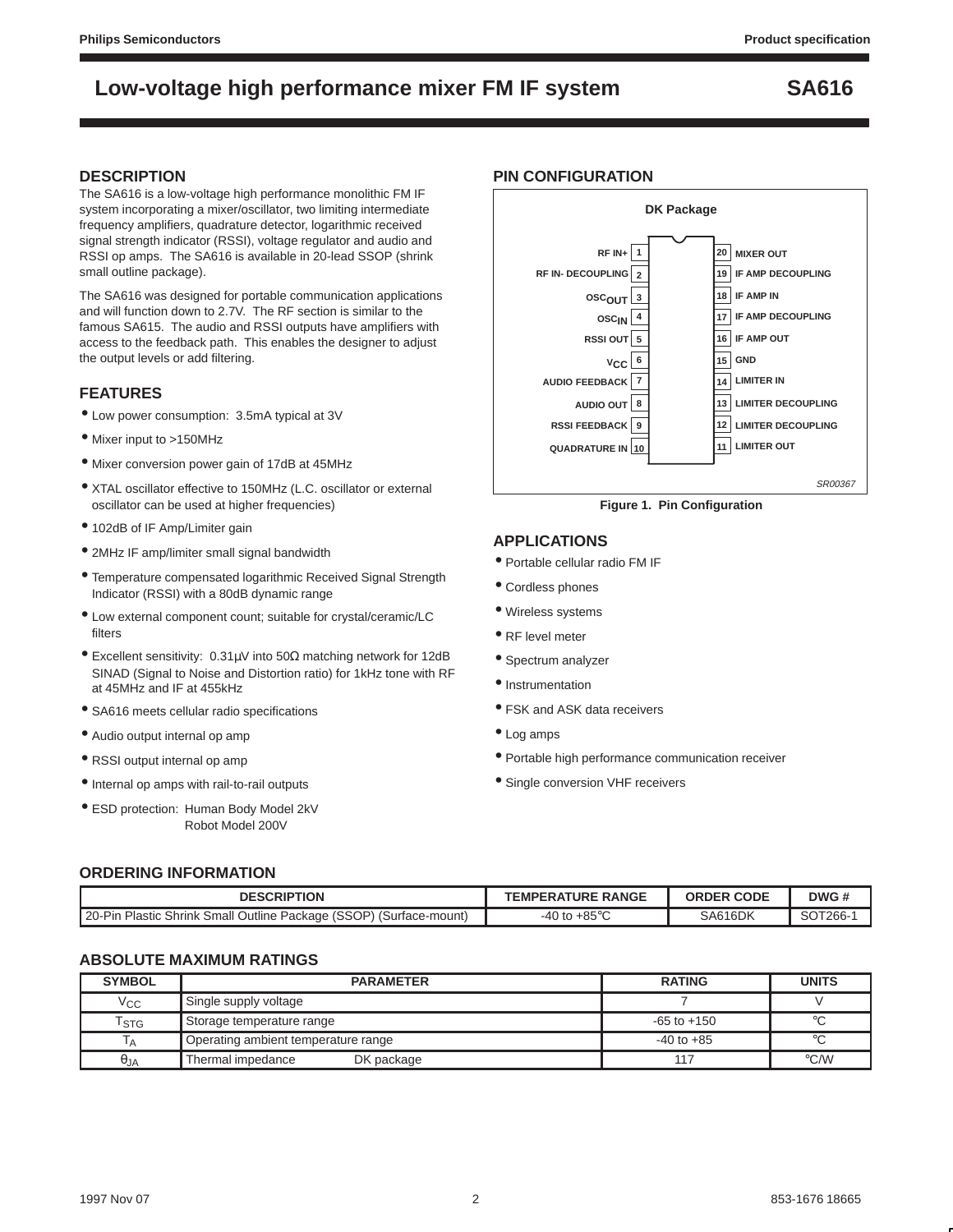# Low-voltage high performance mixer FM IF system — SA616

## DESCRIPTION

The SA616 is a low-voltage high performance monolithic FM IF system incorporating a mixer/oscillator, two limiting intermediate frequency amplifiers, quadrature detector, logarithmic received signal strength indicator (RSSI), voltage regulator and audio and RSSI op amps. The SA616 is available in 20-lead SSOP (shrink small outline package).

The SA616 was designed for portable communication applications and will function down to 2.7V. The RF section is similar to the famous SA615. The audio and RSSI outputs have amplifiers with access to the feedback path. This enables the designer to adjust the output levels or add filtering.

## FEATURES

- Low power consumption: 3.5mA typical at 3V
- Mixer input to >150MHz
- Mixer conversion power gain of 17dB at 45MHz
- XTAL oscillator effective to 150MHz (L.C. oscillator or external oscillator can be used at higher frequencies)
- 102dB of IF Amp/Limiter gain
- 2MHz IF amp/limiter small signal bandwidth
- Temperature compensated logarithmic Received Signal Strength Indicator (RSSI) with a 80dB dynamic range
- Low external component count; suitable for crystal/ceramic/LC filters
- Excellent sensitivity: 0.31μV into 50Ω matching network for 12dB SINAD (Signal to Noise and Distortion ratio) for 1kHz tone with RF at 45MHz and IF at 455kHz
- SA616 meets cellular radio specifications
- Audio output internal op amp
- RSSI output internal op amp
- Internal op amps with rail-to-rail outputs
- ESD protection: Human Body Model 2kV
  Robot Model 200V

## PIN CONFIGURATION

DK Package

| Pin | Name | Pin | Name |
|---|---|---|---|
| 1 | RF IN+ | 20 | MIXER OUT |
| 2 | RF IN- DECOUPLING | 19 | IF AMP DECOUPLING |
| 3 | $OSC_{OUT}$ | 18 | IF AMP IN |
| 4 | $OSC_{IN}$ | 17 | IF AMP DECOUPLING |
| 5 | RSSI OUT | 16 | IF AMP OUT |
| 6 | $V_{CC}$ | 15 | GND |
| 7 | AUDIO FEEDBACK | 14 | LIMITER IN |
| 8 | AUDIO OUT | 13 | LIMITER DECOUPLING |
| 9 | RSSI FEEDBACK | 12 | LIMITER DECOUPLING |
| 10 | QUADRATURE IN | 11 | LIMITER OUT |

SR00367

**Figure 1. Pin Configuration**

## APPLICATIONS

- Portable cellular radio FM IF
- Cordless phones
- Wireless systems
- RF level meter
- Spectrum analyzer
- Instrumentation
- FSK and ASK data receivers
- Log amps
- Portable high performance communication receiver
- Single conversion VHF receivers

## ORDERING INFORMATION

| DESCRIPTION | TEMPERATURE RANGE | ORDER CODE | DWG # |
|---|---|---|---|
| 20-Pin Plastic Shrink Small Outline Package (SSOP) (Surface-mount) | -40 to +85°C | SA616DK | SOT266-1 |

## ABSOLUTE MAXIMUM RATINGS

| SYMBOL | PARAMETER | RATING | UNITS |
|---|---|---|---|
| $V_{CC}$ | Single supply voltage | 7 | V |
| $T_{STG}$ | Storage temperature range | -65 to +150 | °C |
| $T_A$ | Operating ambient temperature range | -40 to +85 | °C |
| $\theta_{JA}$ | Thermal impedance DK package | 117 | °C/W |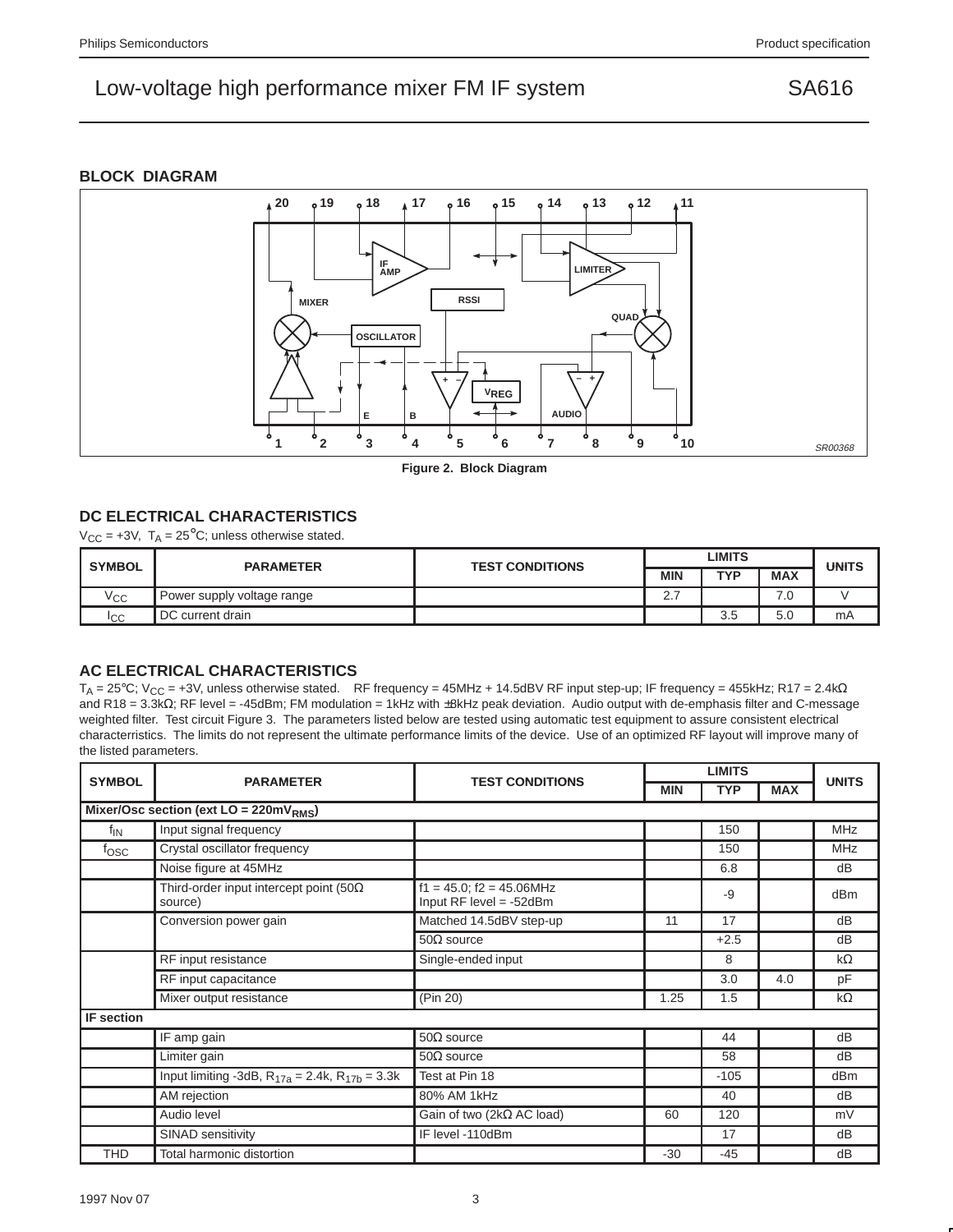## BLOCK DIAGRAM

Figure 2. Block Diagram

## DC ELECTRICAL CHARACTERISTICS

$V_{CC}$ = +3V, $T_A$ = 25°C; unless otherwise stated.

| SYMBOL | PARAMETER | TEST CONDITIONS | LIMITS | | | UNITS |
|---|---|---|---|---|---|---|
| | | | MIN | TYP | MAX | |
| $V_{CC}$ | Power supply voltage range | | 2.7 | | 7.0 | V |
| $I_{CC}$ | DC current drain | | | 3.5 | 5.0 | mA |

## AC ELECTRICAL CHARACTERISTICS

$T_A$ = 25°C; $V_{CC}$ = +3V, unless otherwise stated. RF frequency = 45MHz + 14.5dBV RF input step-up; IF frequency = 455kHz; R17 = 2.4kΩ and R18 = 3.3kΩ; RF level = -45dBm; FM modulation = 1kHz with ±8kHz peak deviation. Audio output with de-emphasis filter and C-message weighted filter. Test circuit Figure 3. The parameters listed below are tested using automatic test equipment to assure consistent electrical characterristics. The limits do not represent the ultimate performance limits of the device. Use of an optimized RF layout will improve many of the listed parameters.

| SYMBOL | PARAMETER | TEST CONDITIONS | LIMITS | | | UNITS |
|---|---|---|---|---|---|---|
| | | | MIN | TYP | MAX | |
| **Mixer/Osc section (ext LO = 220mV$_{RMS}$)** | | | | | | |
| $f_{IN}$ | Input signal frequency | | | 150 | | MHz |
| $f_{OSC}$ | Crystal oscillator frequency | | | 150 | | MHz |
| | Noise figure at 45MHz | | | 6.8 | | dB |
| | Third-order input intercept point (50Ω source) | f1 = 45.0; f2 = 45.06MHz Input RF level = -52dBm | | -9 | | dBm |
| | Conversion power gain | Matched 14.5dBV step-up | 11 | 17 | | dB |
| | | 50Ω source | | +2.5 | | dB |
| | RF input resistance | Single-ended input | | 8 | | kΩ |
| | RF input capacitance | | | 3.0 | 4.0 | pF |
| | Mixer output resistance | (Pin 20) | 1.25 | 1.5 | | kΩ |
| **IF section** | | | | | | |
| | IF amp gain | 50Ω source | | 44 | | dB |
| | Limiter gain | 50Ω source | | 58 | | dB |
| | Input limiting -3dB, $R_{17a}$ = 2.4k, $R_{17b}$ = 3.3k | Test at Pin 18 | | -105 | | dBm |
| | AM rejection | 80% AM 1kHz | | 40 | | dB |
| | Audio level | Gain of two (2kΩ AC load) | 60 | 120 | | mV |
| | SINAD sensitivity | IF level -110dBm | | 17 | | dB |
| THD | Total harmonic distortion | | -30 | -45 | | dB |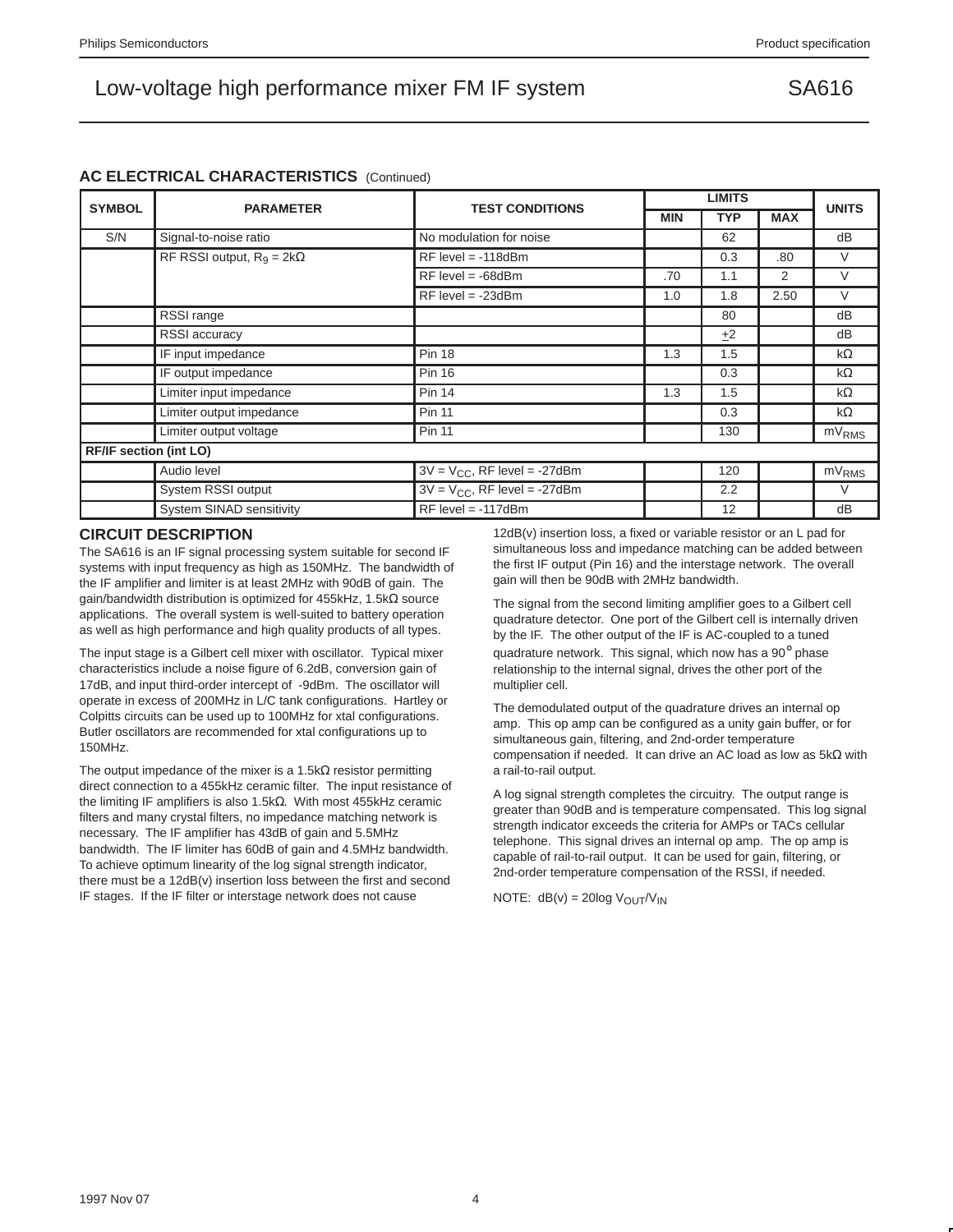## AC ELECTRICAL CHARACTERISTICS (Continued)

| SYMBOL | PARAMETER | TEST CONDITIONS | LIMITS | | | UNITS |
|---|---|---|---|---|---|---|
| | | | MIN | TYP | MAX | |
| S/N | Signal-to-noise ratio | No modulation for noise | | 62 | | dB |
| | RF RSSI output, $R_9$ = 2kΩ | RF level = -118dBm | | 0.3 | .80 | V |
| | | RF level = -68dBm | .70 | 1.1 | 2 | V |
| | | RF level = -23dBm | 1.0 | 1.8 | 2.50 | V |
| | RSSI range | | | 80 | | dB |
| | RSSI accuracy | | | ±2 | | dB |
| | IF input impedance | Pin 18 | 1.3 | 1.5 | | kΩ |
| | IF output impedance | Pin 16 | | 0.3 | | kΩ |
| | Limiter input impedance | Pin 14 | 1.3 | 1.5 | | kΩ |
| | Limiter output impedance | Pin 11 | | 0.3 | | kΩ |
| | Limiter output voltage | Pin 11 | | 130 | | $mV_{RMS}$ |
| **RF/IF section (int LO)** | | | | | | |
| | Audio level | 3V = $V_{CC}$, RF level = -27dBm | | 120 | | $mV_{RMS}$ |
| | System RSSI output | 3V = $V_{CC}$, RF level = -27dBm | | 2.2 | | V |
| | System SINAD sensitivity | RF level = -117dBm | | 12 | | dB |

## CIRCUIT DESCRIPTION

The SA616 is an IF signal processing system suitable for second IF systems with input frequency as high as 150MHz. The bandwidth of the IF amplifier and limiter is at least 2MHz with 90dB of gain. The gain/bandwidth distribution is optimized for 455kHz, 1.5kΩ source applications. The overall system is well-suited to battery operation as well as high performance and high quality products of all types.

The input stage is a Gilbert cell mixer with oscillator. Typical mixer characteristics include a noise figure of 6.2dB, conversion gain of 17dB, and input third-order intercept of -9dBm. The oscillator will operate in excess of 200MHz in L/C tank configurations. Hartley or Colpitts circuits can be used up to 100MHz for xtal configurations. Butler oscillators are recommended for xtal configurations up to 150MHz.

The output impedance of the mixer is a 1.5kΩ resistor permitting direct connection to a 455kHz ceramic filter. The input resistance of the limiting IF amplifiers is also 1.5kΩ. With most 455kHz ceramic filters and many crystal filters, no impedance matching network is necessary. The IF amplifier has 43dB of gain and 5.5MHz bandwidth. The IF limiter has 60dB of gain and 4.5MHz bandwidth. To achieve optimum linearity of the log signal strength indicator, there must be a 12dB(v) insertion loss between the first and second IF stages. If the IF filter or interstage network does not cause 12dB(v) insertion loss, a fixed or variable resistor or an L pad for simultaneous loss and impedance matching can be added between the first IF output (Pin 16) and the interstage network. The overall gain will then be 90dB with 2MHz bandwidth.

The signal from the second limiting amplifier goes to a Gilbert cell quadrature detector. One port of the Gilbert cell is internally driven by the IF. The other output of the IF is AC-coupled to a tuned quadrature network. This signal, which now has a 90° phase relationship to the internal signal, drives the other port of the multiplier cell.

The demodulated output of the quadrature drives an internal op amp. This op amp can be configured as a unity gain buffer, or for simultaneous gain, filtering, and 2nd-order temperature compensation if needed. It can drive an AC load as low as 5kΩ with a rail-to-rail output.

A log signal strength completes the circuitry. The output range is greater than 90dB and is temperature compensated. This log signal strength indicator exceeds the criteria for AMPs or TACs cellular telephone. This signal drives an internal op amp. The op amp is capable of rail-to-rail output. It can be used for gain, filtering, or 2nd-order temperature compensation of the RSSI, if needed.

NOTE: dB(v) = 20log $V_{OUT}/V_{IN}$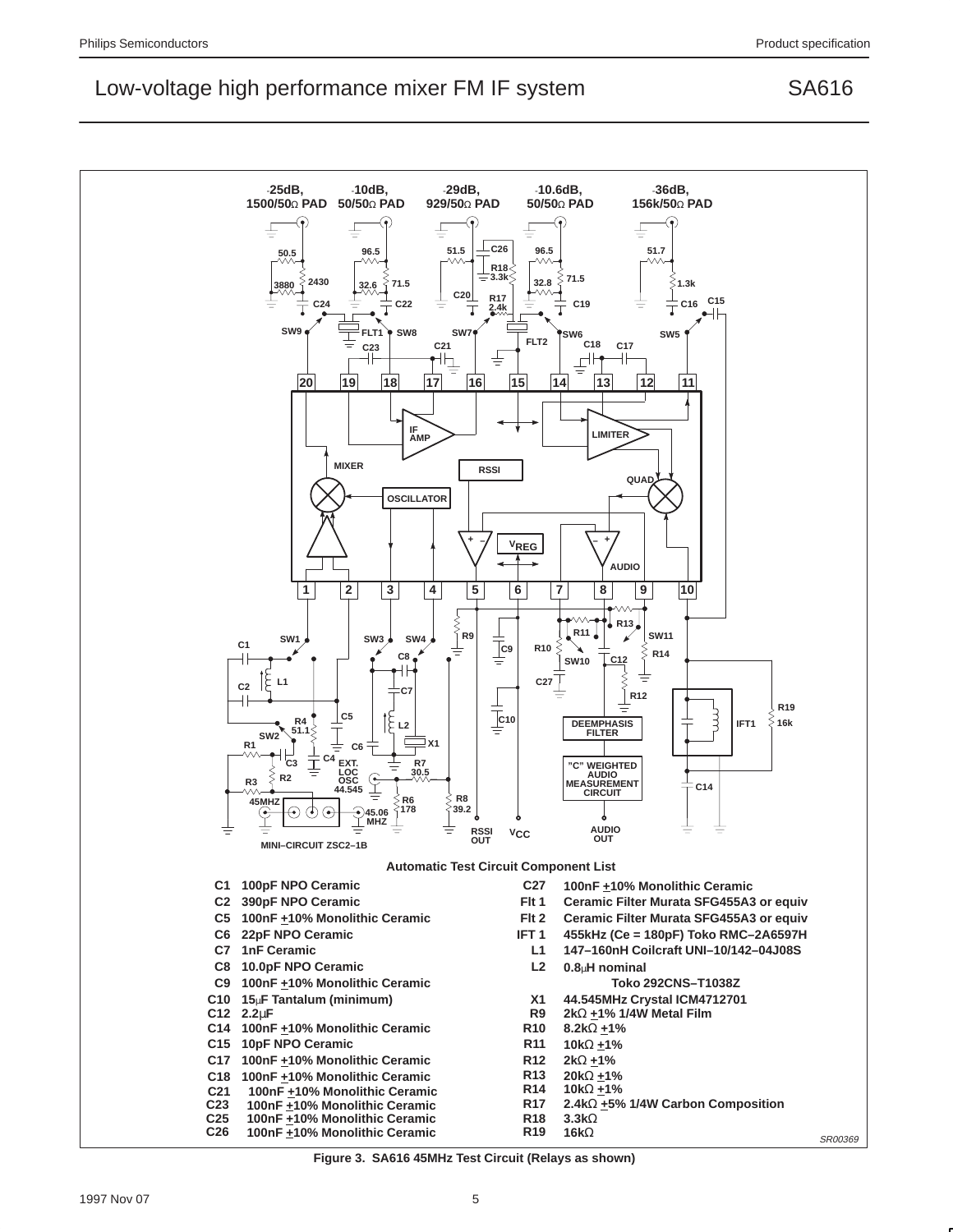## Automatic Test Circuit Component List

| | | | |
|---|---|---|---|
| C1 | 100pF NPO Ceramic | C27 | 100nF ±10% Monolithic Ceramic |
| C2 | 390pF NPO Ceramic | Flt 1 | Ceramic Filter Murata SFG455A3 or equiv |
| C5 | 100nF ±10% Monolithic Ceramic | Flt 2 | Ceramic Filter Murata SFG455A3 or equiv |
| C6 | 22pF NPO Ceramic | IFT 1 | 455kHz (Ce = 180pF) Toko RMC–2A6597H |
| C7 | 1nF Ceramic | L1 | 147–160nH Coilcraft UNI–10/142–04J08S |
| C8 | 10.0pF NPO Ceramic | L2 | 0.8μH nominal Toko 292CNS–T1038Z |
| C9 | 100nF ±10% Monolithic Ceramic | | |
| C10 | 15μF Tantalum (minimum) | X1 | 44.545MHz Crystal ICM4712701 |
| C12 | 2.2μF | R9 | 2kΩ ±1% 1/4W Metal Film |
| C14 | 100nF ±10% Monolithic Ceramic | R10 | 8.2kΩ ±1% |
| C15 | 10pF NPO Ceramic | R11 | 10kΩ ±1% |
| C17 | 100nF ±10% Monolithic Ceramic | R12 | 2kΩ ±1% |
| C18 | 100nF ±10% Monolithic Ceramic | R13 | 20kΩ ±1% |
| C21 | 100nF ±10% Monolithic Ceramic | R14 | 10kΩ ±1% |
| C23 | 100nF ±10% Monolithic Ceramic | R17 | 2.4kΩ ±5% 1/4W Carbon Composition |
| C25 | 100nF ±10% Monolithic Ceramic | R18 | 3.3kΩ |
| C26 | 100nF ±10% Monolithic Ceramic | R19 | 16kΩ |

SR00369

Figure 3. SA616 45MHz Test Circuit (Relays as shown)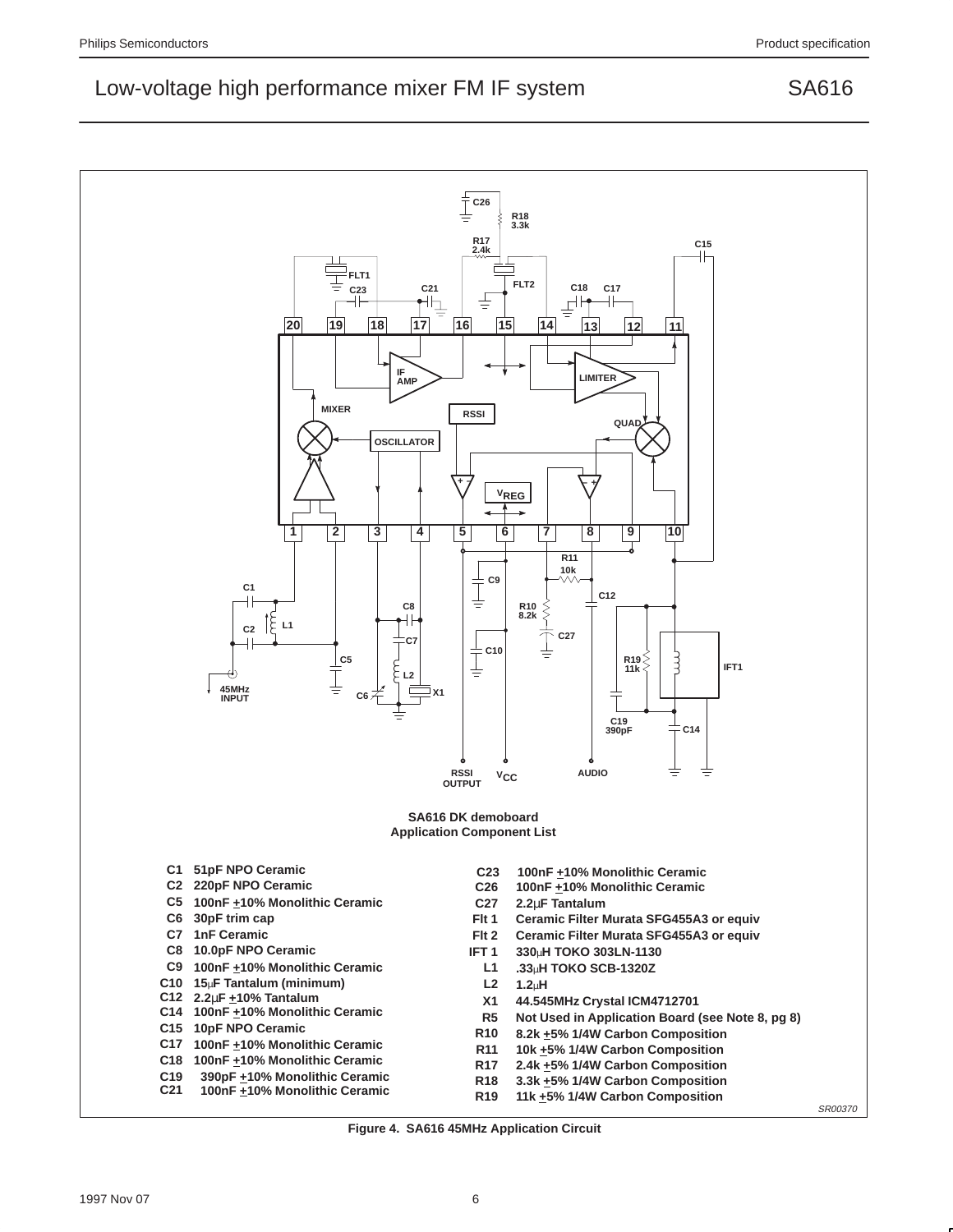SA616 DK demoboard
Application Component List

| | |
|---|---|
| C1 | 51pF NPO Ceramic |
| C2 | 220pF NPO Ceramic |
| C5 | 100nF ±10% Monolithic Ceramic |
| C6 | 30pF trim cap |
| C7 | 1nF Ceramic |
| C8 | 10.0pF NPO Ceramic |
| C9 | 100nF ±10% Monolithic Ceramic |
| C10 | 15µF Tantalum (minimum) |
| C12 | 2.2µF ±10% Tantalum |
| C14 | 100nF ±10% Monolithic Ceramic |
| C15 | 10pF NPO Ceramic |
| C17 | 100nF ±10% Monolithic Ceramic |
| C18 | 100nF ±10% Monolithic Ceramic |
| C19 | 390pF ±10% Monolithic Ceramic |
| C21 | 100nF ±10% Monolithic Ceramic |
| C23 | 100nF ±10% Monolithic Ceramic |
| C26 | 100nF ±10% Monolithic Ceramic |
| C27 | 2.2µF Tantalum |
| Flt 1 | Ceramic Filter Murata SFG455A3 or equiv |
| Flt 2 | Ceramic Filter Murata SFG455A3 or equiv |
| IFT 1 | 330µH TOKO 303LN-1130 |
| L1 | .33µH TOKO SCB-1320Z |
| L2 | 1.2µH |
| X1 | 44.545MHz Crystal ICM4712701 |
| R5 | Not Used in Application Board (see Note 8, pg 8) |
| R10 | 8.2k ±5% 1/4W Carbon Composition |
| R11 | 10k ±5% 1/4W Carbon Composition |
| R17 | 2.4k ±5% 1/4W Carbon Composition |
| R18 | 3.3k ±5% 1/4W Carbon Composition |
| R19 | 11k ±5% 1/4W Carbon Composition |

SR00370

**Figure 4. SA616 45MHz Application Circuit**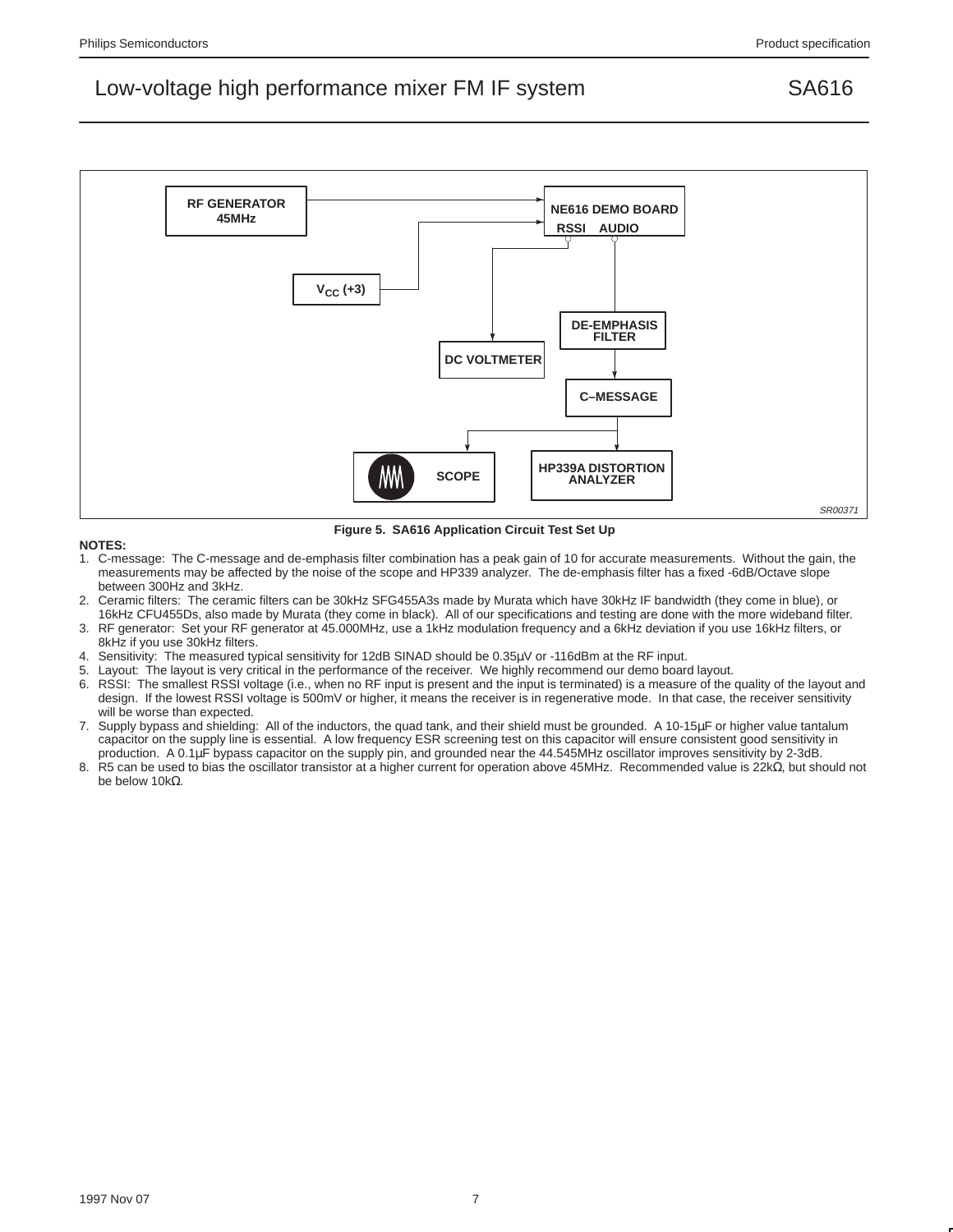Figure 5. SA616 Application Circuit Test Set Up

**NOTES:**

1. C-message: The C-message and de-emphasis filter combination has a peak gain of 10 for accurate measurements. Without the gain, the measurements may be affected by the noise of the scope and HP339 analyzer. The de-emphasis filter has a fixed -6dB/Octave slope between 300Hz and 3kHz.
2. Ceramic filters: The ceramic filters can be 30kHz SFG455A3s made by Murata which have 30kHz IF bandwidth (they come in blue), or 16kHz CFU455Ds, also made by Murata (they come in black). All of our specifications and testing are done with the more wideband filter.
3. RF generator: Set your RF generator at 45.000MHz, use a 1kHz modulation frequency and a 6kHz deviation if you use 16kHz filters, or 8kHz if you use 30kHz filters.
4. Sensitivity: The measured typical sensitivity for 12dB SINAD should be 0.35µV or -116dBm at the RF input.
5. Layout: The layout is very critical in the performance of the receiver. We highly recommend our demo board layout.
6. RSSI: The smallest RSSI voltage (i.e., when no RF input is present and the input is terminated) is a measure of the quality of the layout and design. If the lowest RSSI voltage is 500mV or higher, it means the receiver is in regenerative mode. In that case, the receiver sensitivity will be worse than expected.
7. Supply bypass and shielding: All of the inductors, the quad tank, and their shield must be grounded. A 10-15µF or higher value tantalum capacitor on the supply line is essential. A low frequency ESR screening test on this capacitor will ensure consistent good sensitivity in production. A 0.1µF bypass capacitor on the supply pin, and grounded near the 44.545MHz oscillator improves sensitivity by 2-3dB.
8. R5 can be used to bias the oscillator transistor at a higher current for operation above 45MHz. Recommended value is 22kΩ, but should not be below 10kΩ.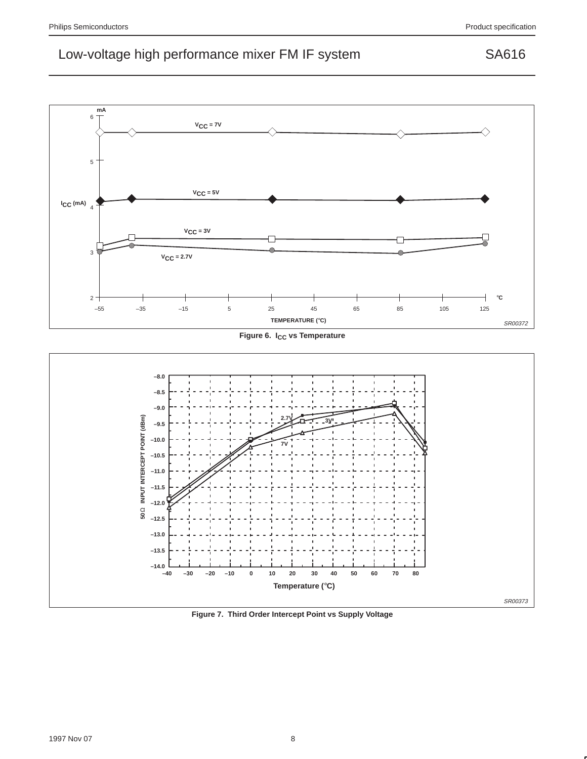Figure 6. $I_{CC}$ vs Temperature

Figure 7. Third Order Intercept Point vs Supply Voltage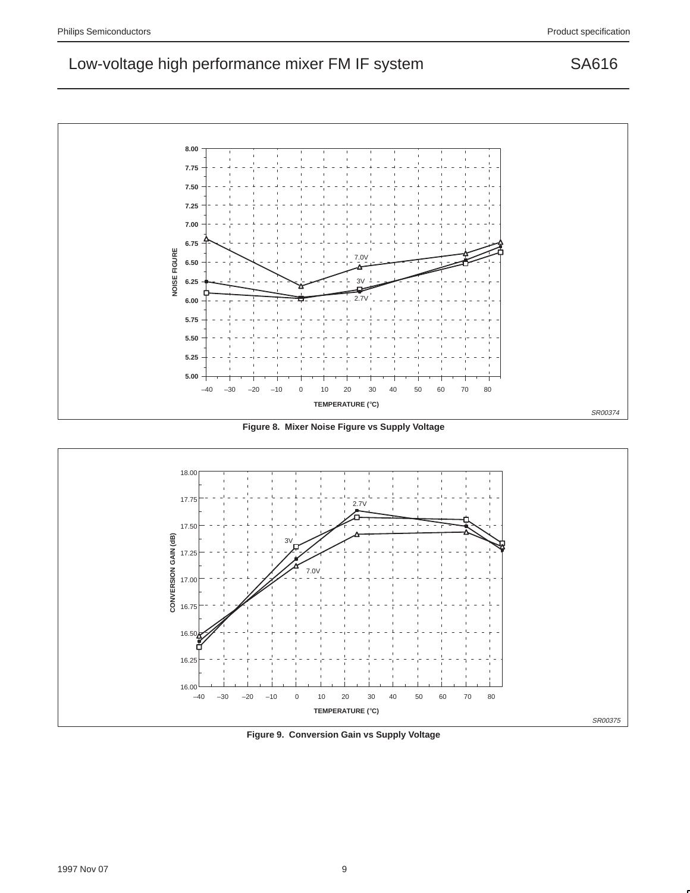Figure 8. Mixer Noise Figure vs Supply Voltage

Figure 9. Conversion Gain vs Supply Voltage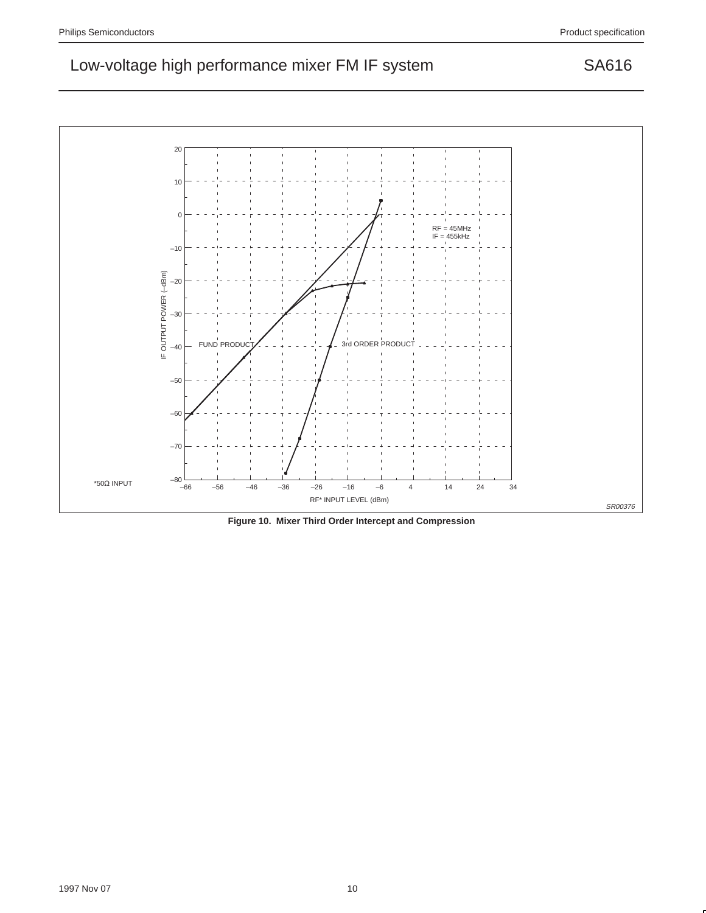RF = 45MHz
IF = 455kHz

FUND PRODUCT

3rd ORDER PRODUCT

IF OUTPUT POWER (–dBm)

RF* INPUT LEVEL (dBm)

*50Ω INPUT

SR00376

**Figure 10. Mixer Third Order Intercept and Compression**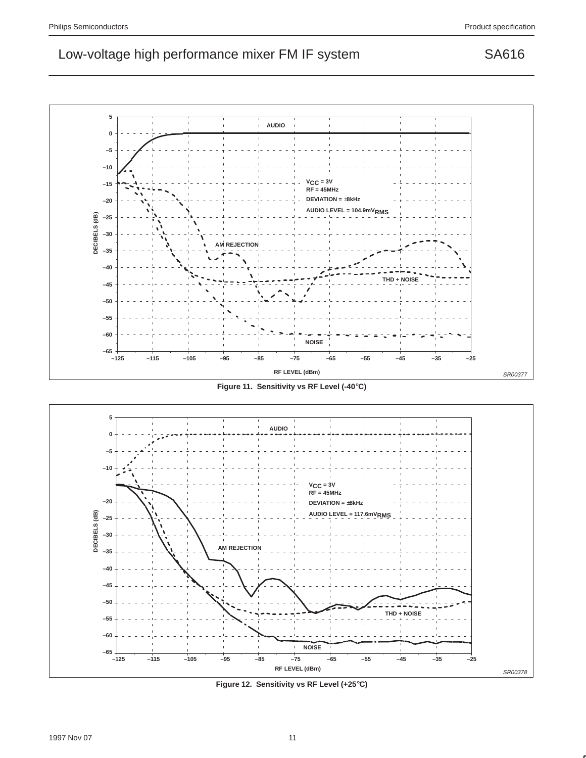Figure 11. Sensitivity vs RF Level (-40°C)

Figure 12. Sensitivity vs RF Level (+25°C)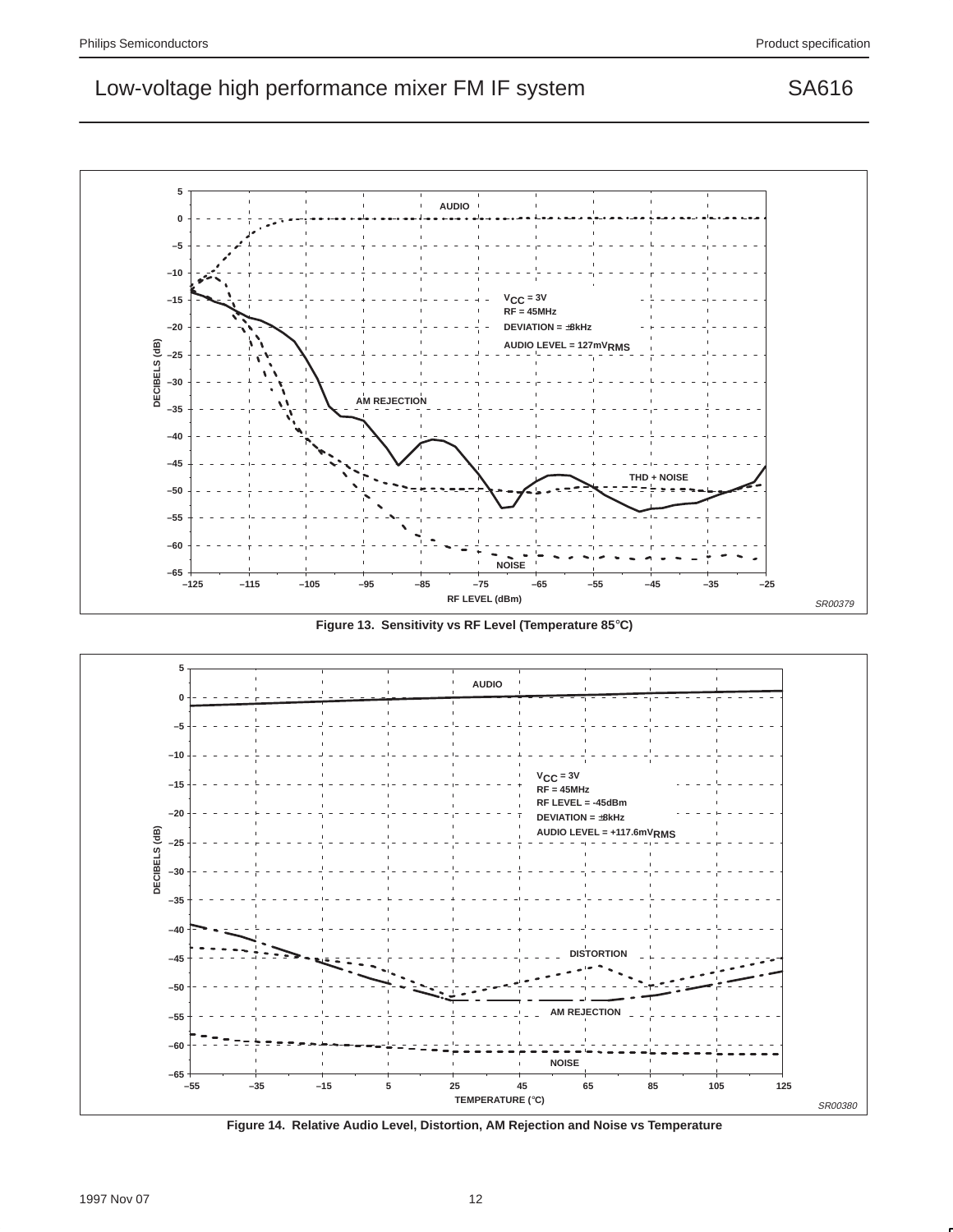Figure 13. Sensitivity vs RF Level (Temperature 85°C)

Figure 14. Relative Audio Level, Distortion, AM Rejection and Noise vs Temperature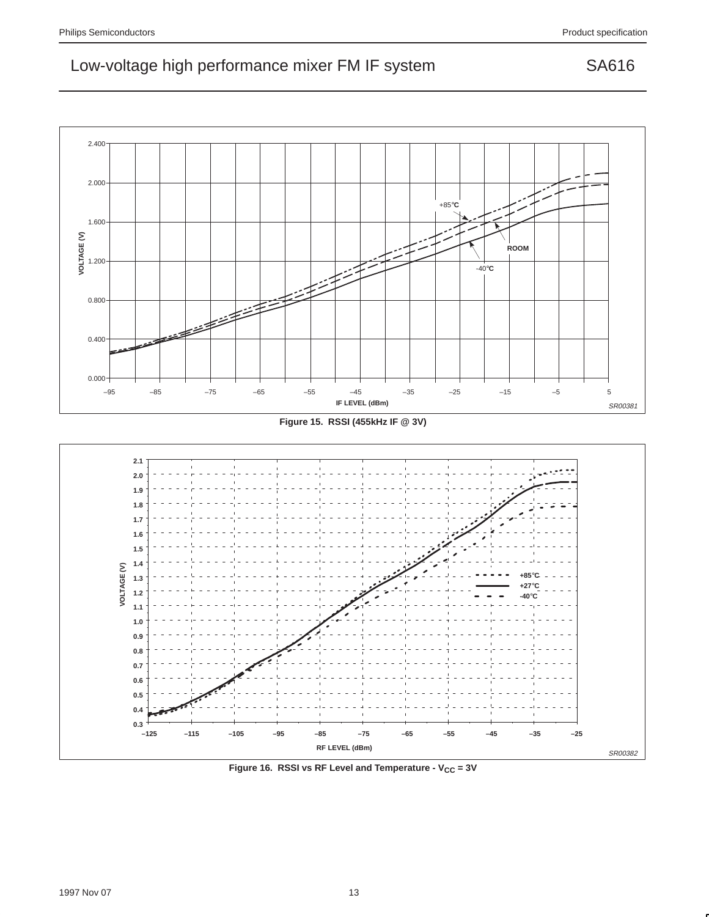Figure 15. RSSI (455kHz IF @ 3V)

Figure 16. RSSI vs RF Level and Temperature - $V_{CC}$ = 3V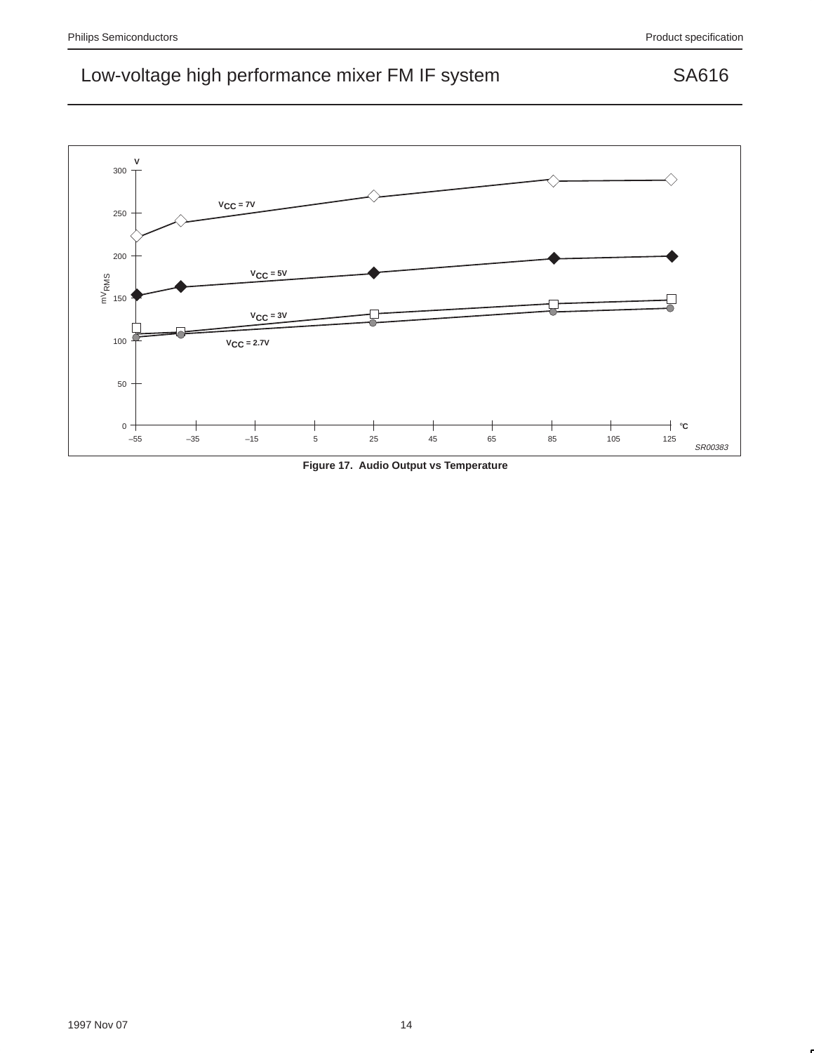Figure 17. Audio Output vs Temperature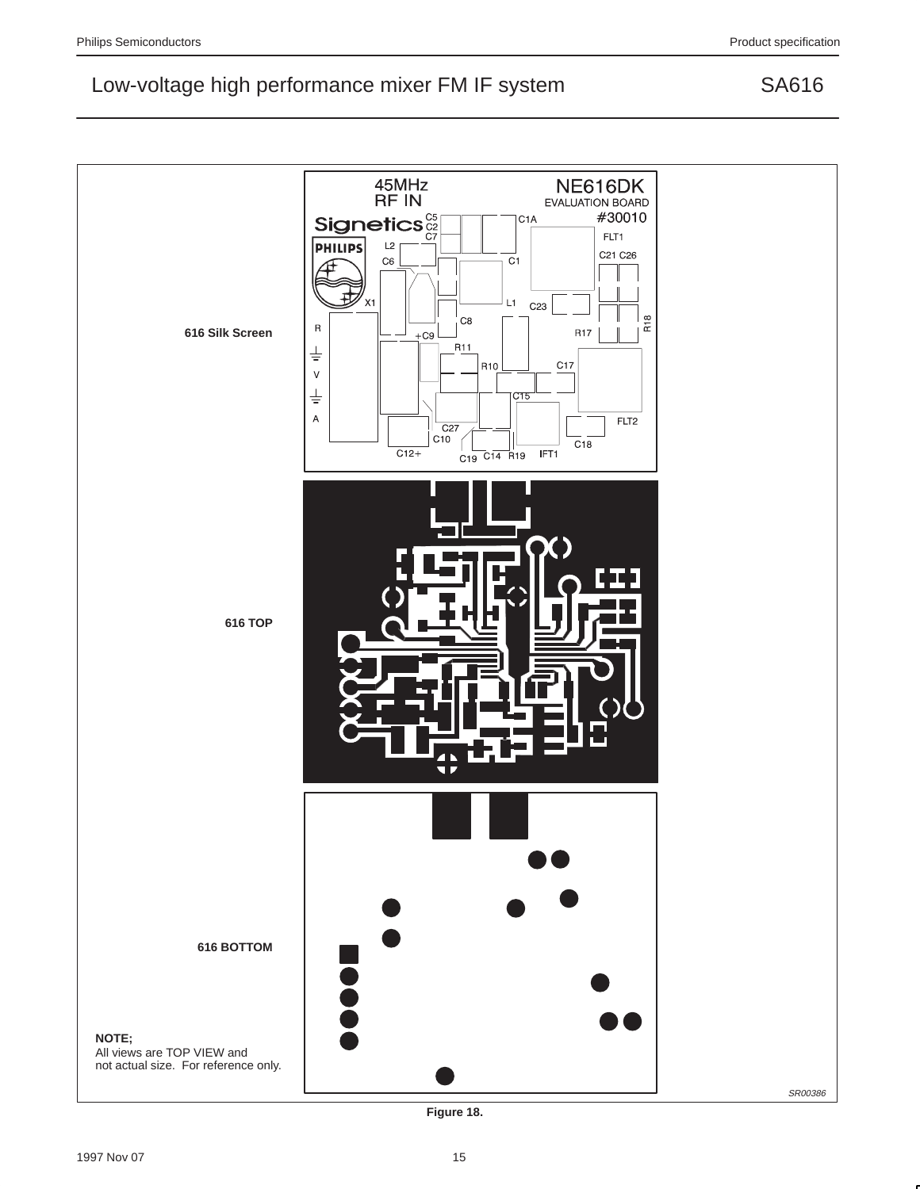616 Silk Screen

616 TOP

616 BOTTOM

**NOTE;**
All views are TOP VIEW and
not actual size. For reference only.

SR00386

**Figure 18.**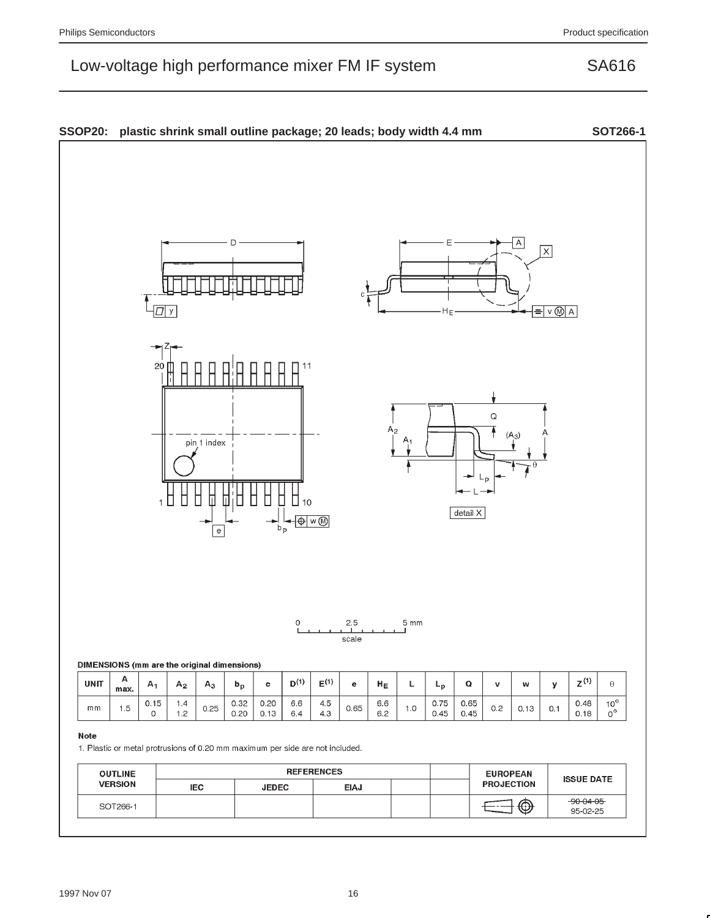## SSOP20: plastic shrink small outline package; 20 leads; body width 4.4 mm — SOT266-1

DIMENSIONS (mm are the original dimensions)

| UNIT | A max. | $A_1$ | $A_2$ | $A_3$ | $b_p$ | c | $D^{(1)}$ | $E^{(1)}$ | e | $H_E$ | L | $L_p$ | Q | v | w | y | $Z^{(1)}$ | θ |
|---|---|---|---|---|---|---|---|---|---|---|---|---|---|---|---|---|---|---|
| mm | 1.5 | 0.15<br>0 | 1.4<br>1.2 | 0.25 | 0.32<br>0.20 | 0.20<br>0.13 | 6.6<br>6.4 | 4.5<br>4.3 | 0.65 | 6.6<br>6.2 | 1.0 | 0.75<br>0.45 | 0.65<br>0.45 | 0.2 | 0.13 | 0.1 | 0.48<br>0.18 | 10°<br>0° |

**Note**

1. Plastic or metal protrusions of 0.20 mm maximum per side are not included.

| OUTLINE VERSION | REFERENCES | | | | | EUROPEAN PROJECTION | ISSUE DATE |
|---|---|---|---|---|---|---|---|
| | IEC | JEDEC | EIAJ | | | | |
| SOT266-1 | | | | | | | ~~90-04-05~~<br>95-02-25 |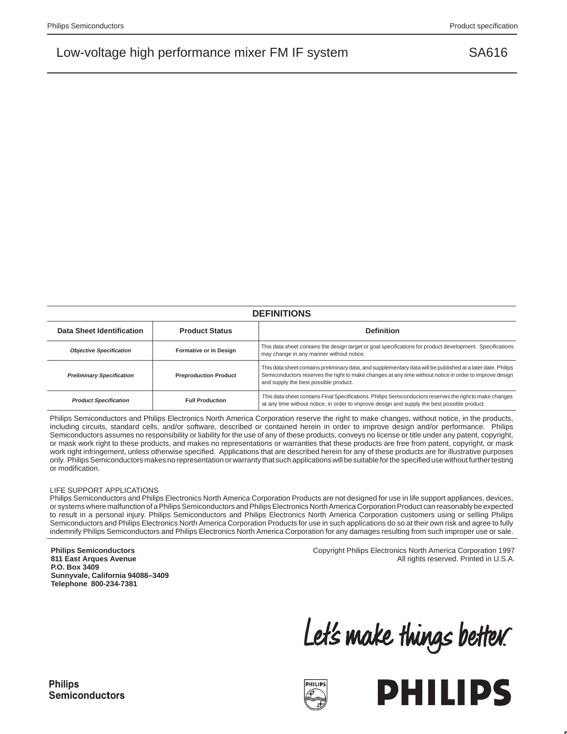## DEFINITIONS

| Data Sheet Identification | Product Status | Definition |
|---|---|---|
| *Objective Specification* | Formative or in Design | This data sheet contains the design target or goal specifications for product development. Specifications may change in any manner without notice. |
| *Preliminary Specification* | Preproduction Product | This data sheet contains preliminary data, and supplementary data will be published at a later date. Philips Semiconductors reserves the right to make changes at any time without notice in order to improve design and supply the best possible product. |
| *Product Specification* | Full Production | This data sheet contains Final Specifications. Philips Semiconductors reserves the right to make changes at any time without notice, in order to improve design and supply the best possible product. |

Philips Semiconductors and Philips Electronics North America Corporation reserve the right to make changes, without notice, in the products, including circuits, standard cells, and/or software, described or contained herein in order to improve design and/or performance. Philips Semiconductors assumes no responsibility or liability for the use of any of these products, conveys no license or title under any patent, copyright, or mask work right to these products, and makes no representations or warranties that these products are free from patent, copyright, or mask work right infringement, unless otherwise specified. Applications that are described herein for any of these products are for illustrative purposes only. Philips Semiconductors makes no representation or warranty that such applications will be suitable for the specified use without further testing or modification.

LIFE SUPPORT APPLICATIONS
Philips Semiconductors and Philips Electronics North America Corporation Products are not designed for use in life support appliances, devices, or systems where malfunction of a Philips Semiconductors and Philips Electronics North America Corporation Product can reasonably be expected to result in a personal injury. Philips Semiconductors and Philips Electronics North America Corporation customers using or selling Philips Semiconductors and Philips Electronics North America Corporation Products for use in such applications do so at their own risk and agree to fully indemnify Philips Semiconductors and Philips Electronics North America Corporation for any damages resulting from such improper use or sale.

**Philips Semiconductors**
**811 East Arques Avenue**
**P.O. Box 3409**
**Sunnyvale, California 94088–3409**
**Telephone 800-234-7381**

Copyright Philips Electronics North America Corporation 1997
All rights reserved. Printed in U.S.A.

Let's make things better.

**Philips Semiconductors**

PHILIPS